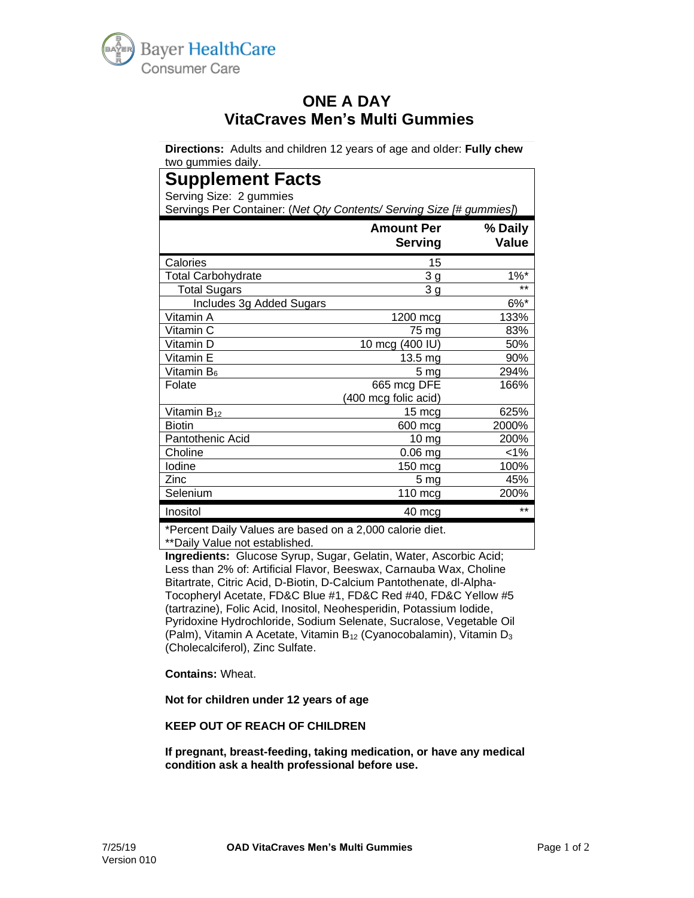Bayer HealthCare
Consumer Care

# ONE A DAY
# VitaCraves Men's Multi Gummies

**Directions:** Adults and children 12 years of age and older: **Fully chew** two gummies daily.

## Supplement Facts

Serving Size: 2 gummies
Servings Per Container: (*Net Qty Contents/ Serving Size [# gummies]*)

| | Amount Per Serving | % Daily Value |
|---|---|---|
| Calories | 15 | |
| Total Carbohydrate | 3 g | 1%* |
| Total Sugars | 3 g | ** |
| Includes 3g Added Sugars | | 6%* |
| Vitamin A | 1200 mcg | 133% |
| Vitamin C | 75 mg | 83% |
| Vitamin D | 10 mcg (400 IU) | 50% |
| Vitamin E | 13.5 mg | 90% |
| Vitamin $B_6$ | 5 mg | 294% |
| Folate | 665 mcg DFE (400 mcg folic acid) | 166% |
| Vitamin $B_{12}$ | 15 mcg | 625% |
| Biotin | 600 mcg | 2000% |
| Pantothenic Acid | 10 mg | 200% |
| Choline | 0.06 mg | <1% |
| Iodine | 150 mcg | 100% |
| Zinc | 5 mg | 45% |
| Selenium | 110 mcg | 200% |
| Inositol | 40 mcg | ** |

*Percent Daily Values are based on a 2,000 calorie diet.
**Daily Value not established.

**Ingredients:** Glucose Syrup, Sugar, Gelatin, Water, Ascorbic Acid; Less than 2% of: Artificial Flavor, Beeswax, Carnauba Wax, Choline Bitartrate, Citric Acid, D-Biotin, D-Calcium Pantothenate, dl-Alpha-Tocopheryl Acetate, FD&C Blue #1, FD&C Red #40, FD&C Yellow #5 (tartrazine), Folic Acid, Inositol, Neohesperidin, Potassium Iodide, Pyridoxine Hydrochloride, Sodium Selenate, Sucralose, Vegetable Oil (Palm), Vitamin A Acetate, Vitamin $B_{12}$ (Cyanocobalamin), Vitamin $D_3$ (Cholecalciferol), Zinc Sulfate.

**Contains:** Wheat.

**Not for children under 12 years of age**

**KEEP OUT OF REACH OF CHILDREN**

**If pregnant, breast-feeding, taking medication, or have any medical condition ask a health professional before use.**

7/25/19
Version 010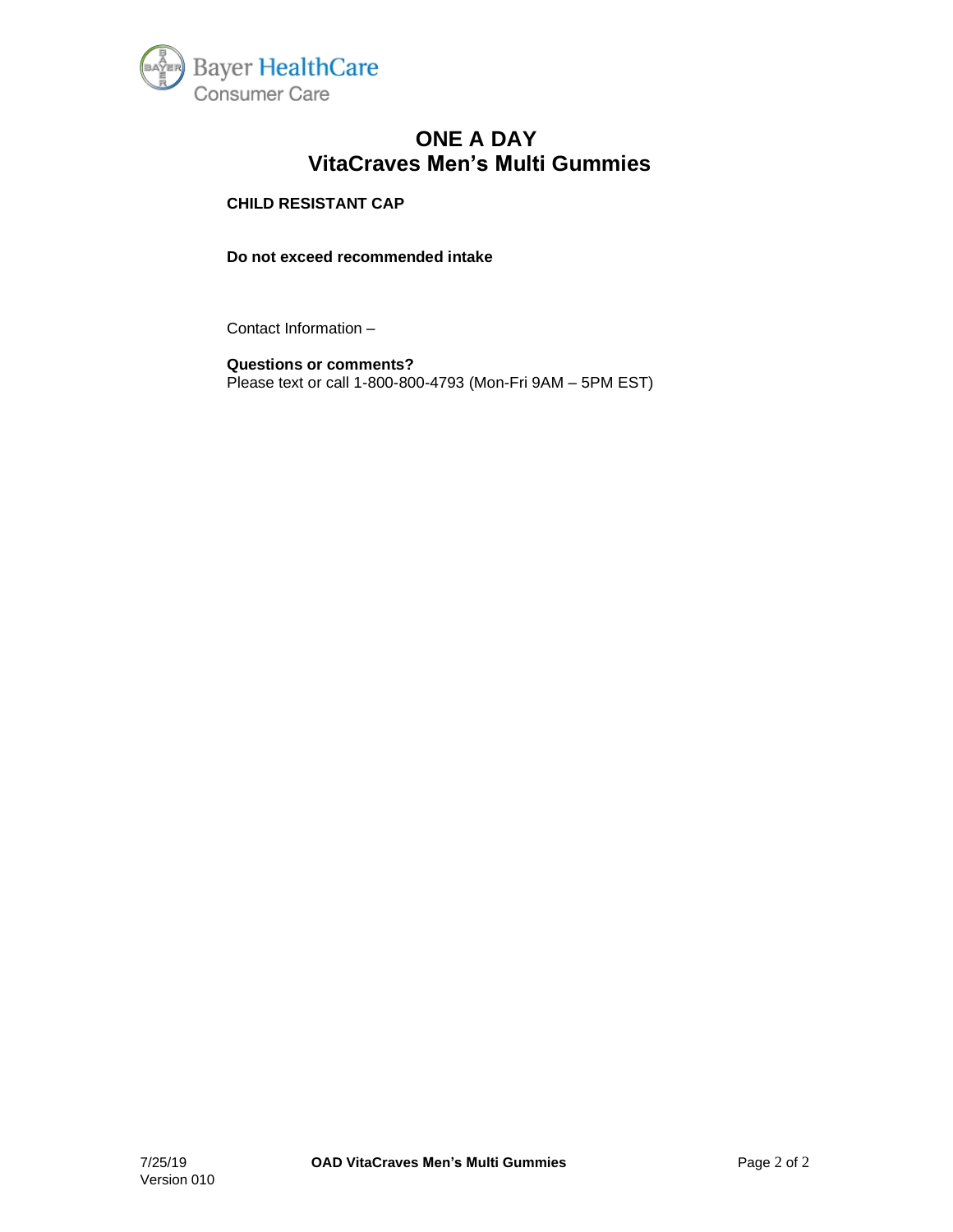Bayer HealthCare
Consumer Care

# ONE A DAY
# VitaCraves Men's Multi Gummies

**CHILD RESISTANT CAP**

**Do not exceed recommended intake**

Contact Information –

**Questions or comments?**
Please text or call 1-800-800-4793 (Mon-Fri 9AM – 5PM EST)